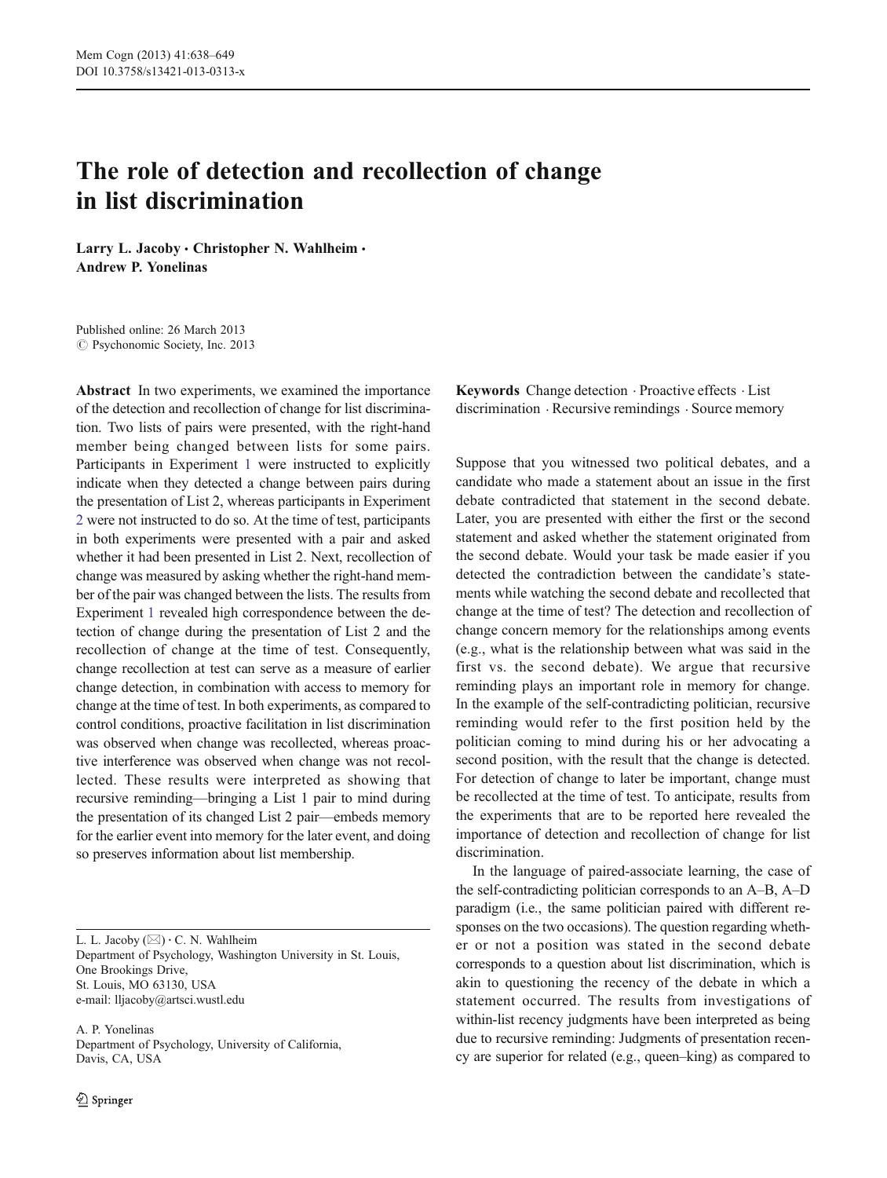Mem Cogn (2013) 41:638–649
DOI 10.3758/s13421-013-0313-x

# The role of detection and recollection of change in list discrimination

**Larry L. Jacoby · Christopher N. Wahlheim · Andrew P. Yonelinas**

Published online: 26 March 2013
© Psychonomic Society, Inc. 2013

**Abstract** In two experiments, we examined the importance of the detection and recollection of change for list discrimination. Two lists of pairs were presented, with the right-hand member being changed between lists for some pairs. Participants in Experiment 1 were instructed to explicitly indicate when they detected a change between pairs during the presentation of List 2, whereas participants in Experiment 2 were not instructed to do so. At the time of test, participants in both experiments were presented with a pair and asked whether it had been presented in List 2. Next, recollection of change was measured by asking whether the right-hand member of the pair was changed between the lists. The results from Experiment 1 revealed high correspondence between the detection of change during the presentation of List 2 and the recollection of change at the time of test. Consequently, change recollection at test can serve as a measure of earlier change detection, in combination with access to memory for change at the time of test. In both experiments, as compared to control conditions, proactive facilitation in list discrimination was observed when change was recollected, whereas proactive interference was observed when change was not recollected. These results were interpreted as showing that recursive reminding—bringing a List 1 pair to mind during the presentation of its changed List 2 pair—embeds memory for the earlier event into memory for the later event, and doing so preserves information about list membership.

L. L. Jacoby (✉) · C. N. Wahlheim
Department of Psychology, Washington University in St. Louis, One Brookings Drive, St. Louis, MO 63130, USA
e-mail: lljacoby@artsci.wustl.edu

A. P. Yonelinas
Department of Psychology, University of California, Davis, CA, USA

**Keywords** Change detection · Proactive effects · List discrimination · Recursive remindings · Source memory

Suppose that you witnessed two political debates, and a candidate who made a statement about an issue in the first debate contradicted that statement in the second debate. Later, you are presented with either the first or the second statement and asked whether the statement originated from the second debate. Would your task be made easier if you detected the contradiction between the candidate's statements while watching the second debate and recollected that change at the time of test? The detection and recollection of change concern memory for the relationships among events (e.g., what is the relationship between what was said in the first vs. the second debate). We argue that recursive reminding plays an important role in memory for change. In the example of the self-contradicting politician, recursive reminding would refer to the first position held by the politician coming to mind during his or her advocating a second position, with the result that the change is detected. For detection of change to later be important, change must be recollected at the time of test. To anticipate, results from the experiments that are to be reported here revealed the importance of detection and recollection of change for list discrimination.

In the language of paired-associate learning, the case of the self-contradicting politician corresponds to an A–B, A–D paradigm (i.e., the same politician paired with different responses on the two occasions). The question regarding whether or not a position was stated in the second debate corresponds to a question about list discrimination, which is akin to questioning the recency of the debate in which a statement occurred. The results from investigations of within-list recency judgments have been interpreted as being due to recursive reminding: Judgments of presentation recency are superior for related (e.g., queen–king) as compared to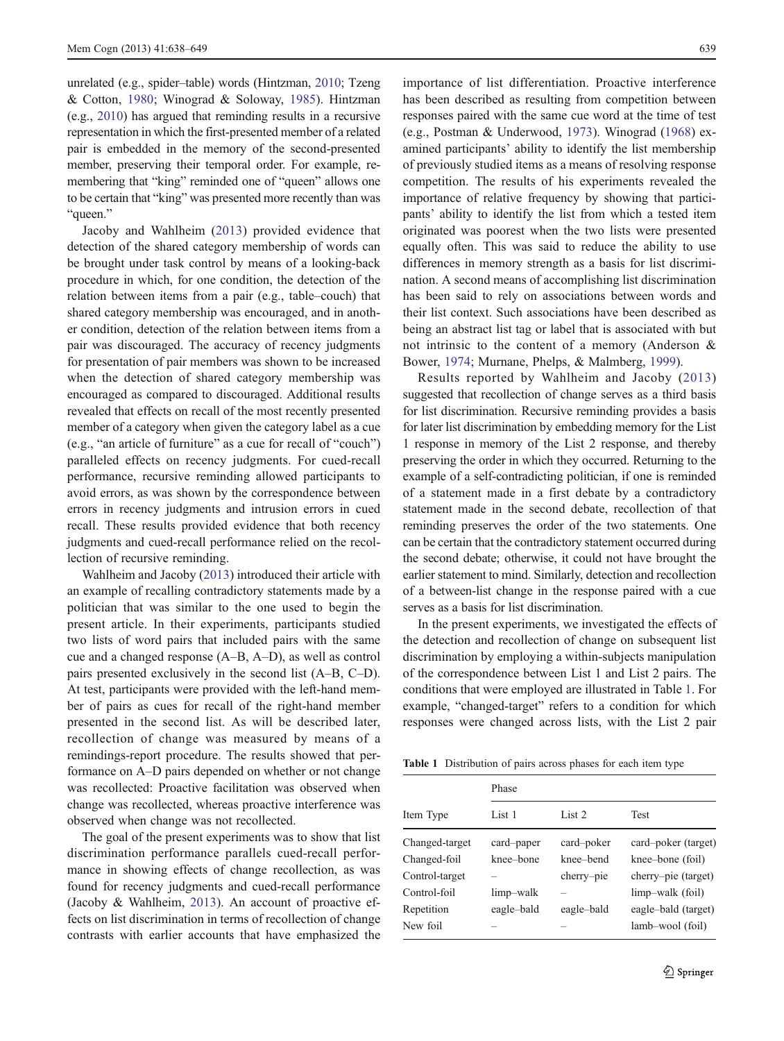unrelated (e.g., spider–table) words (Hintzman, 2010; Tzeng & Cotton, 1980; Winograd & Soloway, 1985). Hintzman (e.g., 2010) has argued that reminding results in a recursive representation in which the first-presented member of a related pair is embedded in the memory of the second-presented member, preserving their temporal order. For example, remembering that "king" reminded one of "queen" allows one to be certain that "king" was presented more recently than was "queen."

Jacoby and Wahlheim (2013) provided evidence that detection of the shared category membership of words can be brought under task control by means of a looking-back procedure in which, for one condition, the detection of the relation between items from a pair (e.g., table–couch) that shared category membership was encouraged, and in another condition, detection of the relation between items from a pair was discouraged. The accuracy of recency judgments for presentation of pair members was shown to be increased when the detection of shared category membership was encouraged as compared to discouraged. Additional results revealed that effects on recall of the most recently presented member of a category when given the category label as a cue (e.g., "an article of furniture" as a cue for recall of "couch") paralleled effects on recency judgments. For cued-recall performance, recursive reminding allowed participants to avoid errors, as was shown by the correspondence between errors in recency judgments and intrusion errors in cued recall. These results provided evidence that both recency judgments and cued-recall performance relied on the recollection of recursive reminding.

Wahlheim and Jacoby (2013) introduced their article with an example of recalling contradictory statements made by a politician that was similar to the one used to begin the present article. In their experiments, participants studied two lists of word pairs that included pairs with the same cue and a changed response (A–B, A–D), as well as control pairs presented exclusively in the second list (A–B, C–D). At test, participants were provided with the left-hand member of pairs as cues for recall of the right-hand member presented in the second list. As will be described later, recollection of change was measured by means of a remindings-report procedure. The results showed that performance on A–D pairs depended on whether or not change was recollected: Proactive facilitation was observed when change was recollected, whereas proactive interference was observed when change was not recollected.

The goal of the present experiments was to show that list discrimination performance parallels cued-recall performance in showing effects of change recollection, as was found for recency judgments and cued-recall performance (Jacoby & Wahlheim, 2013). An account of proactive effects on list discrimination in terms of recollection of change contrasts with earlier accounts that have emphasized the importance of list differentiation. Proactive interference has been described as resulting from competition between responses paired with the same cue word at the time of test (e.g., Postman & Underwood, 1973). Winograd (1968) examined participants' ability to identify the list membership of previously studied items as a means of resolving response competition. The results of his experiments revealed the importance of relative frequency by showing that participants' ability to identify the list from which a tested item originated was poorest when the two lists were presented equally often. This was said to reduce the ability to use differences in memory strength as a basis for list discrimination. A second means of accomplishing list discrimination has been said to rely on associations between words and their list context. Such associations have been described as being an abstract list tag or label that is associated with but not intrinsic to the content of a memory (Anderson & Bower, 1974; Murnane, Phelps, & Malmberg, 1999).

Results reported by Wahlheim and Jacoby (2013) suggested that recollection of change serves as a third basis for list discrimination. Recursive reminding provides a basis for later list discrimination by embedding memory for the List 1 response in memory of the List 2 response, and thereby preserving the order in which they occurred. Returning to the example of a self-contradicting politician, if one is reminded of a statement made in a first debate by a contradictory statement made in the second debate, recollection of that reminding preserves the order of the two statements. One can be certain that the contradictory statement occurred during the second debate; otherwise, it could not have brought the earlier statement to mind. Similarly, detection and recollection of a between-list change in the response paired with a cue serves as a basis for list discrimination.

In the present experiments, we investigated the effects of the detection and recollection of change on subsequent list discrimination by employing a within-subjects manipulation of the correspondence between List 1 and List 2 pairs. The conditions that were employed are illustrated in Table 1. For example, "changed-target" refers to a condition for which responses were changed across lists, with the List 2 pair

**Table 1** Distribution of pairs across phases for each item type

| | Phase | | |
|---|---|---|---|
| Item Type | List 1 | List 2 | Test |
| Changed-target | card–paper | card–poker | card–poker (target) |
| Changed-foil | knee–bone | knee–bend | knee–bone (foil) |
| Control-target | – | cherry–pie | cherry–pie (target) |
| Control-foil | limp–walk | – | limp–walk (foil) |
| Repetition | eagle–bald | eagle–bald | eagle–bald (target) |
| New foil | – | – | lamb–wool (foil) |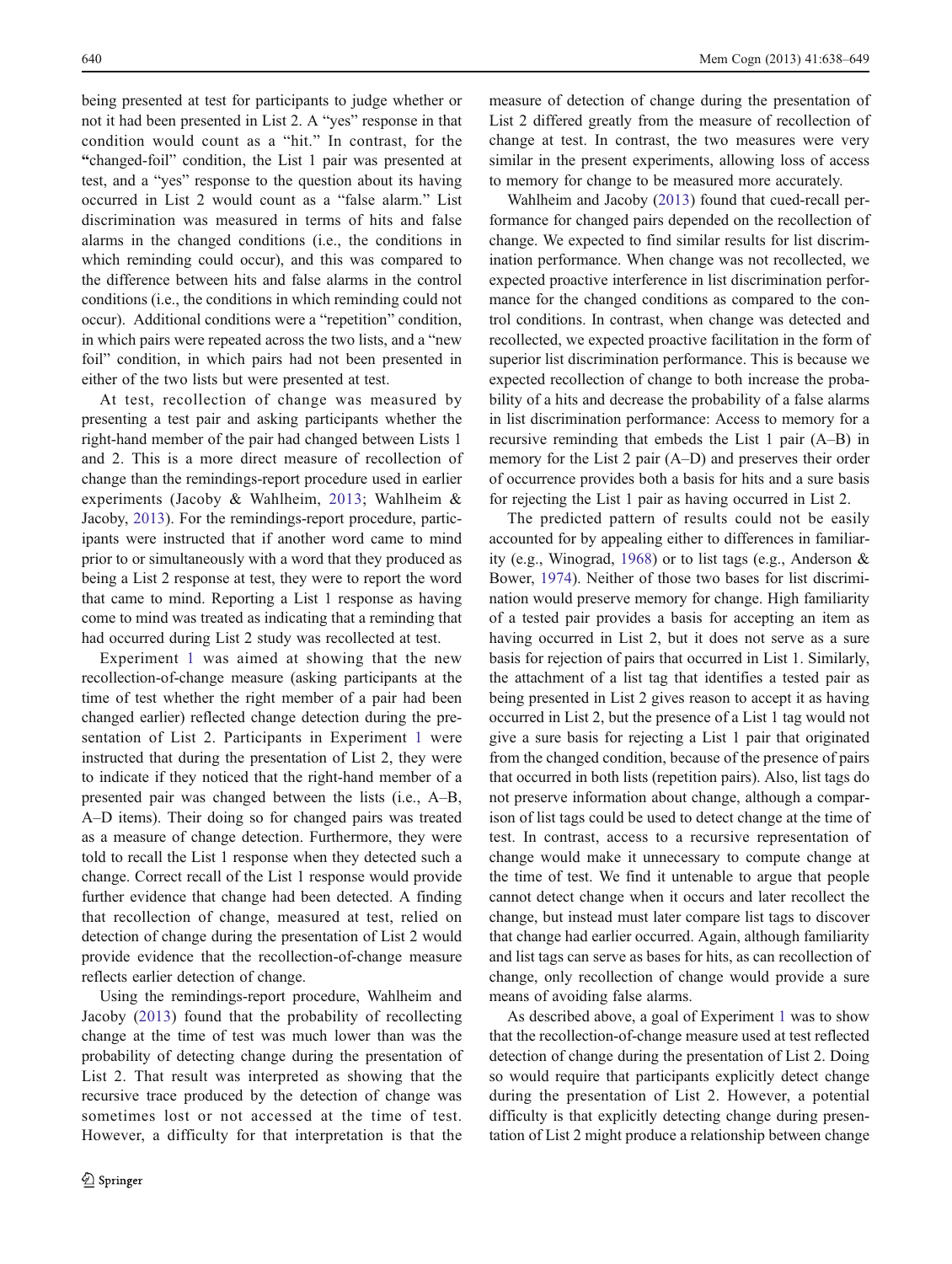being presented at test for participants to judge whether or not it had been presented in List 2. A "yes" response in that condition would count as a "hit." In contrast, for the "changed-foil" condition, the List 1 pair was presented at test, and a "yes" response to the question about its having occurred in List 2 would count as a "false alarm." List discrimination was measured in terms of hits and false alarms in the changed conditions (i.e., the conditions in which reminding could occur), and this was compared to the difference between hits and false alarms in the control conditions (i.e., the conditions in which reminding could not occur). Additional conditions were a "repetition" condition, in which pairs were repeated across the two lists, and a "new foil" condition, in which pairs had not been presented in either of the two lists but were presented at test.

At test, recollection of change was measured by presenting a test pair and asking participants whether the right-hand member of the pair had changed between Lists 1 and 2. This is a more direct measure of recollection of change than the remindings-report procedure used in earlier experiments (Jacoby & Wahlheim, 2013; Wahlheim & Jacoby, 2013). For the remindings-report procedure, participants were instructed that if another word came to mind prior to or simultaneously with a word that they produced as being a List 2 response at test, they were to report the word that came to mind. Reporting a List 1 response as having come to mind was treated as indicating that a reminding that had occurred during List 2 study was recollected at test.

Experiment 1 was aimed at showing that the new recollection-of-change measure (asking participants at the time of test whether the right member of a pair had been changed earlier) reflected change detection during the presentation of List 2. Participants in Experiment 1 were instructed that during the presentation of List 2, they were to indicate if they noticed that the right-hand member of a presented pair was changed between the lists (i.e., A–B, A–D items). Their doing so for changed pairs was treated as a measure of change detection. Furthermore, they were told to recall the List 1 response when they detected such a change. Correct recall of the List 1 response would provide further evidence that change had been detected. A finding that recollection of change, measured at test, relied on detection of change during the presentation of List 2 would provide evidence that the recollection-of-change measure reflects earlier detection of change.

Using the remindings-report procedure, Wahlheim and Jacoby (2013) found that the probability of recollecting change at the time of test was much lower than was the probability of detecting change during the presentation of List 2. That result was interpreted as showing that the recursive trace produced by the detection of change was sometimes lost or not accessed at the time of test. However, a difficulty for that interpretation is that the measure of detection of change during the presentation of List 2 differed greatly from the measure of recollection of change at test. In contrast, the two measures were very similar in the present experiments, allowing loss of access to memory for change to be measured more accurately.

Wahlheim and Jacoby (2013) found that cued-recall performance for changed pairs depended on the recollection of change. We expected to find similar results for list discrimination performance. When change was not recollected, we expected proactive interference in list discrimination performance for the changed conditions as compared to the control conditions. In contrast, when change was detected and recollected, we expected proactive facilitation in the form of superior list discrimination performance. This is because we expected recollection of change to both increase the probability of a hits and decrease the probability of a false alarms in list discrimination performance: Access to memory for a recursive reminding that embeds the List 1 pair (A–B) in memory for the List 2 pair (A–D) and preserves their order of occurrence provides both a basis for hits and a sure basis for rejecting the List 1 pair as having occurred in List 2.

The predicted pattern of results could not be easily accounted for by appealing either to differences in familiarity (e.g., Winograd, 1968) or to list tags (e.g., Anderson & Bower, 1974). Neither of those two bases for list discrimination would preserve memory for change. High familiarity of a tested pair provides a basis for accepting an item as having occurred in List 2, but it does not serve as a sure basis for rejection of pairs that occurred in List 1. Similarly, the attachment of a list tag that identifies a tested pair as being presented in List 2 gives reason to accept it as having occurred in List 2, but the presence of a List 1 tag would not give a sure basis for rejecting a List 1 pair that originated from the changed condition, because of the presence of pairs that occurred in both lists (repetition pairs). Also, list tags do not preserve information about change, although a comparison of list tags could be used to detect change at the time of test. In contrast, access to a recursive representation of change would make it unnecessary to compute change at the time of test. We find it untenable to argue that people cannot detect change when it occurs and later recollect the change, but instead must later compare list tags to discover that change had earlier occurred. Again, although familiarity and list tags can serve as bases for hits, as can recollection of change, only recollection of change would provide a sure means of avoiding false alarms.

As described above, a goal of Experiment 1 was to show that the recollection-of-change measure used at test reflected detection of change during the presentation of List 2. Doing so would require that participants explicitly detect change during the presentation of List 2. However, a potential difficulty is that explicitly detecting change during presentation of List 2 might produce a relationship between change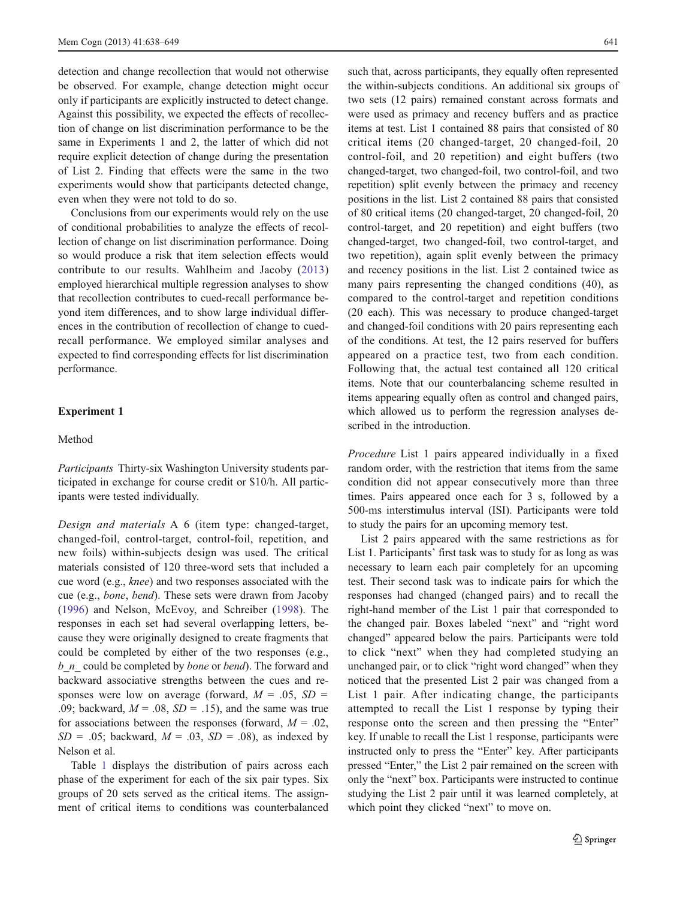detection and change recollection that would not otherwise be observed. For example, change detection might occur only if participants are explicitly instructed to detect change. Against this possibility, we expected the effects of recollection of change on list discrimination performance to be the same in Experiments 1 and 2, the latter of which did not require explicit detection of change during the presentation of List 2. Finding that effects were the same in the two experiments would show that participants detected change, even when they were not told to do so.

Conclusions from our experiments would rely on the use of conditional probabilities to analyze the effects of recollection of change on list discrimination performance. Doing so would produce a risk that item selection effects would contribute to our results. Wahlheim and Jacoby (2013) employed hierarchical multiple regression analyses to show that recollection contributes to cued-recall performance beyond item differences, and to show large individual differences in the contribution of recollection of change to cued-recall performance. We employed similar analyses and expected to find corresponding effects for list discrimination performance.

## Experiment 1

### Method

*Participants* Thirty-six Washington University students participated in exchange for course credit or $10/h. All participants were tested individually.

*Design and materials* A 6 (item type: changed-target, changed-foil, control-target, control-foil, repetition, and new foils) within-subjects design was used. The critical materials consisted of 120 three-word sets that included a cue word (e.g., *knee*) and two responses associated with the cue (e.g., *bone*, *bend*). These sets were drawn from Jacoby (1996) and Nelson, McEvoy, and Schreiber (1998). The responses in each set had several overlapping letters, because they were originally designed to create fragments that could be completed by either of the two responses (e.g., *b_n_* could be completed by *bone* or *bend*). The forward and backward associative strengths between the cues and responses were low on average (forward, $M = .05$, $SD = .09$; backward, $M = .08$, $SD = .15$), and the same was true for associations between the responses (forward, $M = .02$, $SD = .05$; backward, $M = .03$, $SD = .08$), as indexed by Nelson et al.

Table 1 displays the distribution of pairs across each phase of the experiment for each of the six pair types. Six groups of 20 sets served as the critical items. The assignment of critical items to conditions was counterbalanced such that, across participants, they equally often represented the within-subjects conditions. An additional six groups of two sets (12 pairs) remained constant across formats and were used as primacy and recency buffers and as practice items at test. List 1 contained 88 pairs that consisted of 80 critical items (20 changed-target, 20 changed-foil, 20 control-foil, and 20 repetition) and eight buffers (two changed-target, two changed-foil, two control-foil, and two repetition) split evenly between the primacy and recency positions in the list. List 2 contained 88 pairs that consisted of 80 critical items (20 changed-target, 20 changed-foil, 20 control-target, and 20 repetition) and eight buffers (two changed-target, two changed-foil, two control-target, and two repetition), again split evenly between the primacy and recency positions in the list. List 2 contained twice as many pairs representing the changed conditions (40), as compared to the control-target and repetition conditions (20 each). This was necessary to produce changed-target and changed-foil conditions with 20 pairs representing each of the conditions. At test, the 12 pairs reserved for buffers appeared on a practice test, two from each condition. Following that, the actual test contained all 120 critical items. Note that our counterbalancing scheme resulted in items appearing equally often as control and changed pairs, which allowed us to perform the regression analyses described in the introduction.

*Procedure* List 1 pairs appeared individually in a fixed random order, with the restriction that items from the same condition did not appear consecutively more than three times. Pairs appeared once each for 3 s, followed by a 500-ms interstimulus interval (ISI). Participants were told to study the pairs for an upcoming memory test.

List 2 pairs appeared with the same restrictions as for List 1. Participants' first task was to study for as long as was necessary to learn each pair completely for an upcoming test. Their second task was to indicate pairs for which the responses had changed (changed pairs) and to recall the right-hand member of the List 1 pair that corresponded to the changed pair. Boxes labeled "next" and "right word changed" appeared below the pairs. Participants were told to click "next" when they had completed studying an unchanged pair, or to click "right word changed" when they noticed that the presented List 2 pair was changed from a List 1 pair. After indicating change, the participants attempted to recall the List 1 response by typing their response onto the screen and then pressing the "Enter" key. If unable to recall the List 1 response, participants were instructed only to press the "Enter" key. After participants pressed "Enter," the List 2 pair remained on the screen with only the "next" box. Participants were instructed to continue studying the List 2 pair until it was learned completely, at which point they clicked "next" to move on.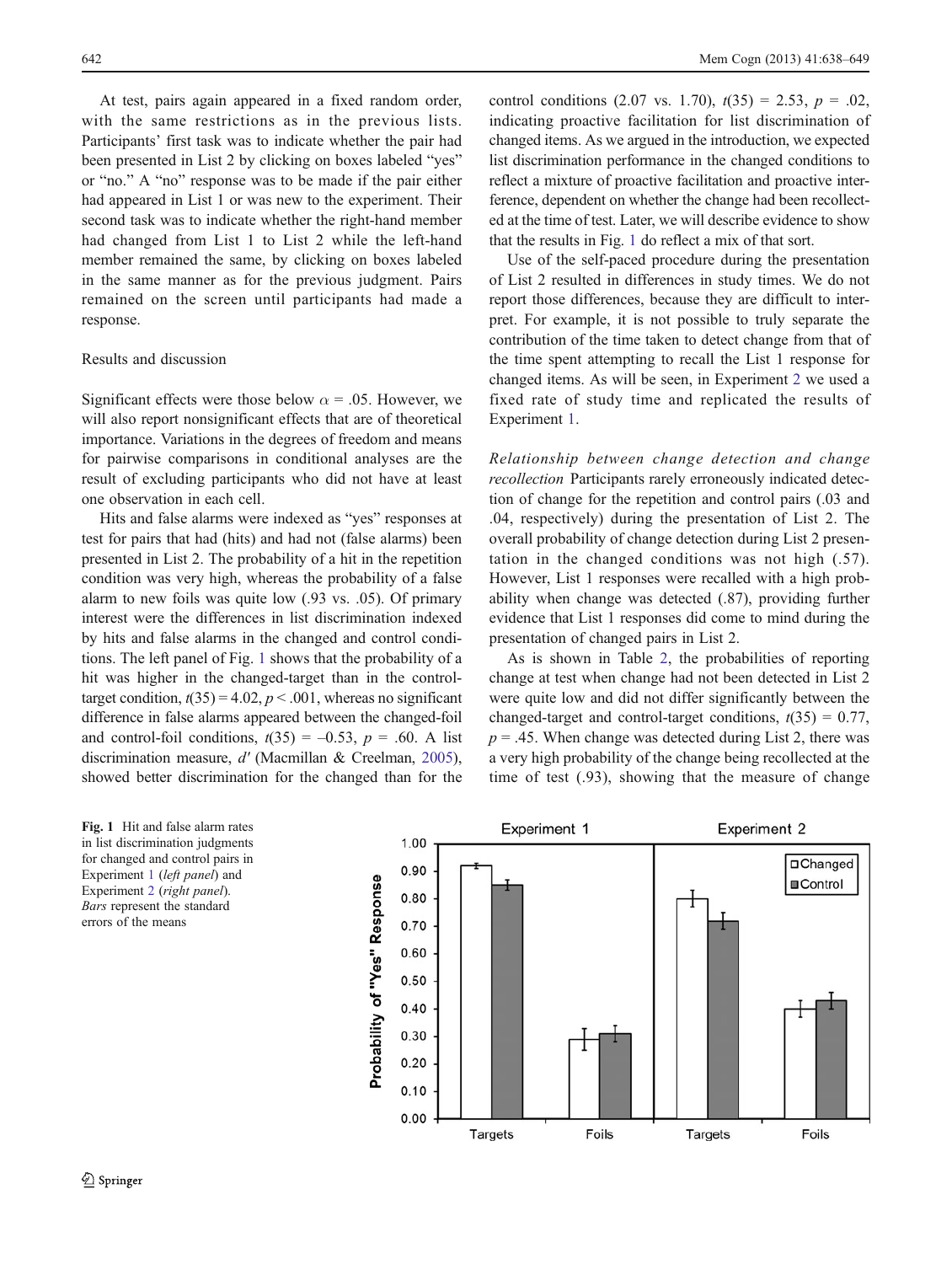At test, pairs again appeared in a fixed random order, with the same restrictions as in the previous lists. Participants' first task was to indicate whether the pair had been presented in List 2 by clicking on boxes labeled "yes" or "no." A "no" response was to be made if the pair either had appeared in List 1 or was new to the experiment. Their second task was to indicate whether the right-hand member had changed from List 1 to List 2 while the left-hand member remained the same, by clicking on boxes labeled in the same manner as for the previous judgment. Pairs remained on the screen until participants had made a response.

## Results and discussion

Significant effects were those below $\alpha = .05$. However, we will also report nonsignificant effects that are of theoretical importance. Variations in the degrees of freedom and means for pairwise comparisons in conditional analyses are the result of excluding participants who did not have at least one observation in each cell.

Hits and false alarms were indexed as "yes" responses at test for pairs that had (hits) and had not (false alarms) been presented in List 2. The probability of a hit in the repetition condition was very high, whereas the probability of a false alarm to new foils was quite low (.93 vs. .05). Of primary interest were the differences in list discrimination indexed by hits and false alarms in the changed and control conditions. The left panel of Fig. 1 shows that the probability of a hit was higher in the changed-target than in the control-target condition, $t(35) = 4.02$, $p < .001$, whereas no significant difference in false alarms appeared between the changed-foil and control-foil conditions, $t(35) = -0.53$, $p = .60$. A list discrimination measure, $d'$ (Macmillan & Creelman, 2005), showed better discrimination for the changed than for the control conditions (2.07 vs. 1.70), $t(35) = 2.53$, $p = .02$, indicating proactive facilitation for list discrimination of changed items. As we argued in the introduction, we expected list discrimination performance in the changed conditions to reflect a mixture of proactive facilitation and proactive interference, dependent on whether the change had been recollected at the time of test. Later, we will describe evidence to show that the results in Fig. 1 do reflect a mix of that sort.

Use of the self-paced procedure during the presentation of List 2 resulted in differences in study times. We do not report those differences, because they are difficult to interpret. For example, it is not possible to truly separate the contribution of the time taken to detect change from that of the time spent attempting to recall the List 1 response for changed items. As will be seen, in Experiment 2 we used a fixed rate of study time and replicated the results of Experiment 1.

*Relationship between change detection and change recollection* Participants rarely erroneously indicated detection of change for the repetition and control pairs (.03 and .04, respectively) during the presentation of List 2. The overall probability of change detection during List 2 presentation in the changed conditions was not high (.57). However, List 1 responses were recalled with a high probability when change was detected (.87), providing further evidence that List 1 responses did come to mind during the presentation of changed pairs in List 2.

As is shown in Table 2, the probabilities of reporting change at test when change had not been detected in List 2 were quite low and did not differ significantly between the changed-target and control-target conditions, $t(35) = 0.77$, $p = .45$. When change was detected during List 2, there was a very high probability of the change being recollected at the time of test (.93), showing that the measure of change

**Fig. 1** Hit and false alarm rates in list discrimination judgments for changed and control pairs in Experiment 1 (*left panel*) and Experiment 2 (*right panel*). *Bars* represent the standard errors of the means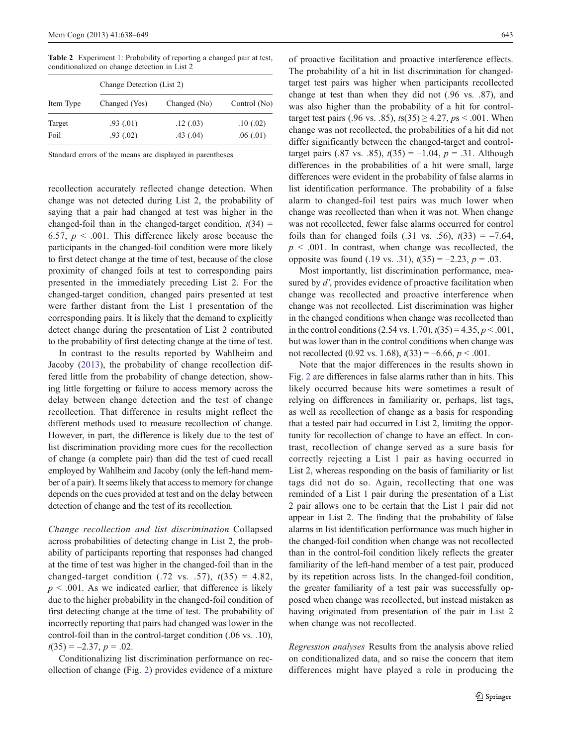**Table 2** Experiment 1: Probability of reporting a changed pair at test, conditionalized on change detection in List 2

| | Change Detection (List 2) | | |
|---|---|---|---|
| Item Type | Changed (Yes) | Changed (No) | Control (No) |
| Target | .93 (.01) | .12 (.03) | .10 (.02) |
| Foil | .93 (.02) | .43 (.04) | .06 (.01) |

Standard errors of the means are displayed in parentheses

recollection accurately reflected change detection. When change was not detected during List 2, the probability of saying that a pair had changed at test was higher in the changed-foil than in the changed-target condition, $t(34) = 6.57$, $p < .001$. This difference likely arose because the participants in the changed-foil condition were more likely to first detect change at the time of test, because of the close proximity of changed foils at test to corresponding pairs presented in the immediately preceding List 2. For the changed-target condition, changed pairs presented at test were farther distant from the List 1 presentation of the corresponding pairs. It is likely that the demand to explicitly detect change during the presentation of List 2 contributed to the probability of first detecting change at the time of test.

In contrast to the results reported by Wahlheim and Jacoby (2013), the probability of change recollection differed little from the probability of change detection, showing little forgetting or failure to access memory across the delay between change detection and the test of change recollection. That difference in results might reflect the different methods used to measure recollection of change. However, in part, the difference is likely due to the test of list discrimination providing more cues for the recollection of change (a complete pair) than did the test of cued recall employed by Wahlheim and Jacoby (only the left-hand member of a pair). It seems likely that access to memory for change depends on the cues provided at test and on the delay between detection of change and the test of its recollection.

*Change recollection and list discrimination* Collapsed across probabilities of detecting change in List 2, the probability of participants reporting that responses had changed at the time of test was higher in the changed-foil than in the changed-target condition (.72 vs. .57), $t(35) = 4.82$, $p < .001$. As we indicated earlier, that difference is likely due to the higher probability in the changed-foil condition of first detecting change at the time of test. The probability of incorrectly reporting that pairs had changed was lower in the control-foil than in the control-target condition (.06 vs. .10), $t(35) = -2.37$, $p = .02$.

Conditionalizing list discrimination performance on recollection of change (Fig. 2) provides evidence of a mixture of proactive facilitation and proactive interference effects. The probability of a hit in list discrimination for changed-target test pairs was higher when participants recollected change at test than when they did not (.96 vs. .87), and was also higher than the probability of a hit for control-target test pairs (.96 vs. .85), $ts(35) \geq 4.27$, $ps < .001$. When change was not recollected, the probabilities of a hit did not differ significantly between the changed-target and control-target pairs (.87 vs. .85), $t(35) = -1.04$, $p = .31$. Although differences in the probabilities of a hit were small, large differences were evident in the probability of false alarms in list identification performance. The probability of a false alarm to changed-foil test pairs was much lower when change was recollected than when it was not. When change was not recollected, fewer false alarms occurred for control foils than for changed foils (.31 vs. .56), $t(33) = -7.64$, $p < .001$. In contrast, when change was recollected, the opposite was found (.19 vs. .31), $t(35) = -2.23$, $p = .03$.

Most importantly, list discrimination performance, measured by $d'$, provides evidence of proactive facilitation when change was recollected and proactive interference when change was not recollected. List discrimination was higher in the changed conditions when change was recollected than in the control conditions (2.54 vs. 1.70), $t(35) = 4.35$, $p < .001$, but was lower than in the control conditions when change was not recollected (0.92 vs. 1.68), $t(33) = -6.66$, $p < .001$.

Note that the major differences in the results shown in Fig. 2 are differences in false alarms rather than in hits. This likely occurred because hits were sometimes a result of relying on differences in familiarity or, perhaps, list tags, as well as recollection of change as a basis for responding that a tested pair had occurred in List 2, limiting the opportunity for recollection of change to have an effect. In contrast, recollection of change served as a sure basis for correctly rejecting a List 1 pair as having occurred in List 2, whereas responding on the basis of familiarity or list tags did not do so. Again, recollecting that one was reminded of a List 1 pair during the presentation of a List 2 pair allows one to be certain that the List 1 pair did not appear in List 2. The finding that the probability of false alarms in list identification performance was much higher in the changed-foil condition when change was not recollected than in the control-foil condition likely reflects the greater familiarity of the left-hand member of a test pair, produced by its repetition across lists. In the changed-foil condition, the greater familiarity of a test pair was successfully opposed when change was recollected, but instead mistaken as having originated from presentation of the pair in List 2 when change was not recollected.

*Regression analyses* Results from the analysis above relied on conditionalized data, and so raise the concern that item differences might have played a role in producing the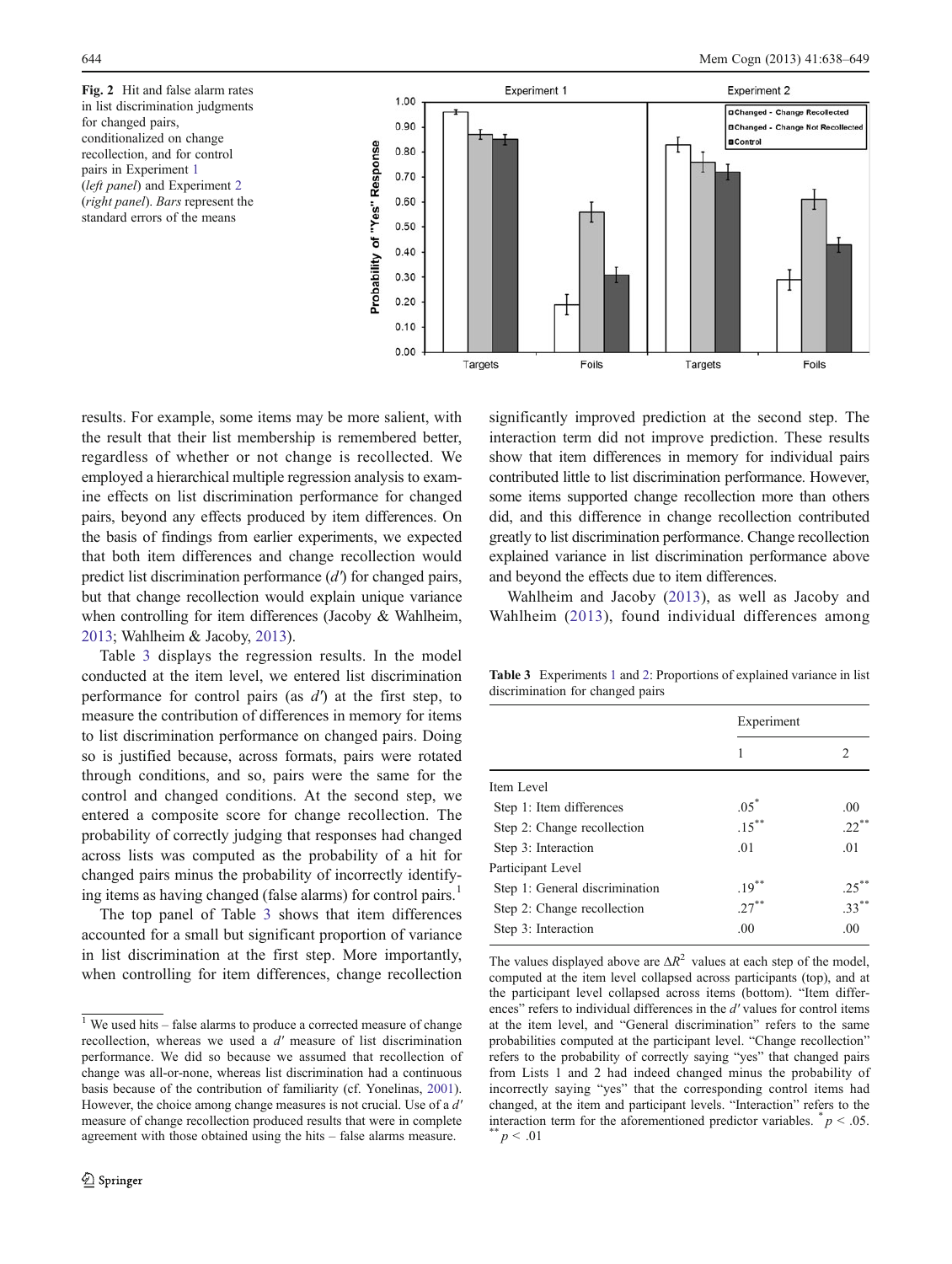**Fig. 2** Hit and false alarm rates in list discrimination judgments for changed pairs, conditionalized on change recollection, and for control pairs in Experiment 1 (*left panel*) and Experiment 2 (*right panel*). *Bars* represent the standard errors of the means

results. For example, some items may be more salient, with the result that their list membership is remembered better, regardless of whether or not change is recollected. We employed a hierarchical multiple regression analysis to examine effects on list discrimination performance for changed pairs, beyond any effects produced by item differences. On the basis of findings from earlier experiments, we expected that both item differences and change recollection would predict list discrimination performance ($d'$) for changed pairs, but that change recollection would explain unique variance when controlling for item differences (Jacoby & Wahlheim, 2013; Wahlheim & Jacoby, 2013).

Table 3 displays the regression results. In the model conducted at the item level, we entered list discrimination performance for control pairs (as $d'$) at the first step, to measure the contribution of differences in memory for items to list discrimination performance on changed pairs. Doing so is justified because, across formats, pairs were rotated through conditions, and so, pairs were the same for the control and changed conditions. At the second step, we entered a composite score for change recollection. The probability of correctly judging that responses had changed across lists was computed as the probability of a hit for changed pairs minus the probability of incorrectly identifying items as having changed (false alarms) for control pairs.[1]

The top panel of Table 3 shows that item differences accounted for a small but significant proportion of variance in list discrimination at the first step. More importantly, when controlling for item differences, change recollection significantly improved prediction at the second step. The interaction term did not improve prediction. These results show that item differences in memory for individual pairs contributed little to list discrimination performance. However, some items supported change recollection more than others did, and this difference in change recollection contributed greatly to list discrimination performance. Change recollection explained variance in list discrimination performance above and beyond the effects due to item differences.

Wahlheim and Jacoby (2013), as well as Jacoby and Wahlheim (2013), found individual differences among

**Table 3** Experiments 1 and 2: Proportions of explained variance in list discrimination for changed pairs

| | Experiment | |
|---|---|---|
| | 1 | 2 |
| Item Level | | |
| Step 1: Item differences | .05* | .00 |
| Step 2: Change recollection | .15** | .22** |
| Step 3: Interaction | .01 | .01 |
| Participant Level | | |
| Step 1: General discrimination | .19** | .25** |
| Step 2: Change recollection | .27** | .33** |
| Step 3: Interaction | .00 | .00 |

The values displayed above are $\Delta R^2$ values at each step of the model, computed at the item level collapsed across participants (top), and at the participant level collapsed across items (bottom). "Item differences" refers to individual differences in the $d'$ values for control items at the item level, and "General discrimination" refers to the same probabilities computed at the participant level. "Change recollection" refers to the probability of correctly saying "yes" that changed pairs from Lists 1 and 2 had indeed changed minus the probability of incorrectly saying "yes" that the corresponding control items had changed, at the item and participant levels. "Interaction" refers to the interaction term for the aforementioned predictor variables. * $p < .05$. ** $p < .01$

[1] We used hits – false alarms to produce a corrected measure of change recollection, whereas we used a $d'$ measure of list discrimination performance. We did so because we assumed that recollection of change was all-or-none, whereas list discrimination had a continuous basis because of the contribution of familiarity (cf. Yonelinas, 2001). However, the choice among change measures is not crucial. Use of a $d'$ measure of change recollection produced results that were in complete agreement with those obtained using the hits – false alarms measure.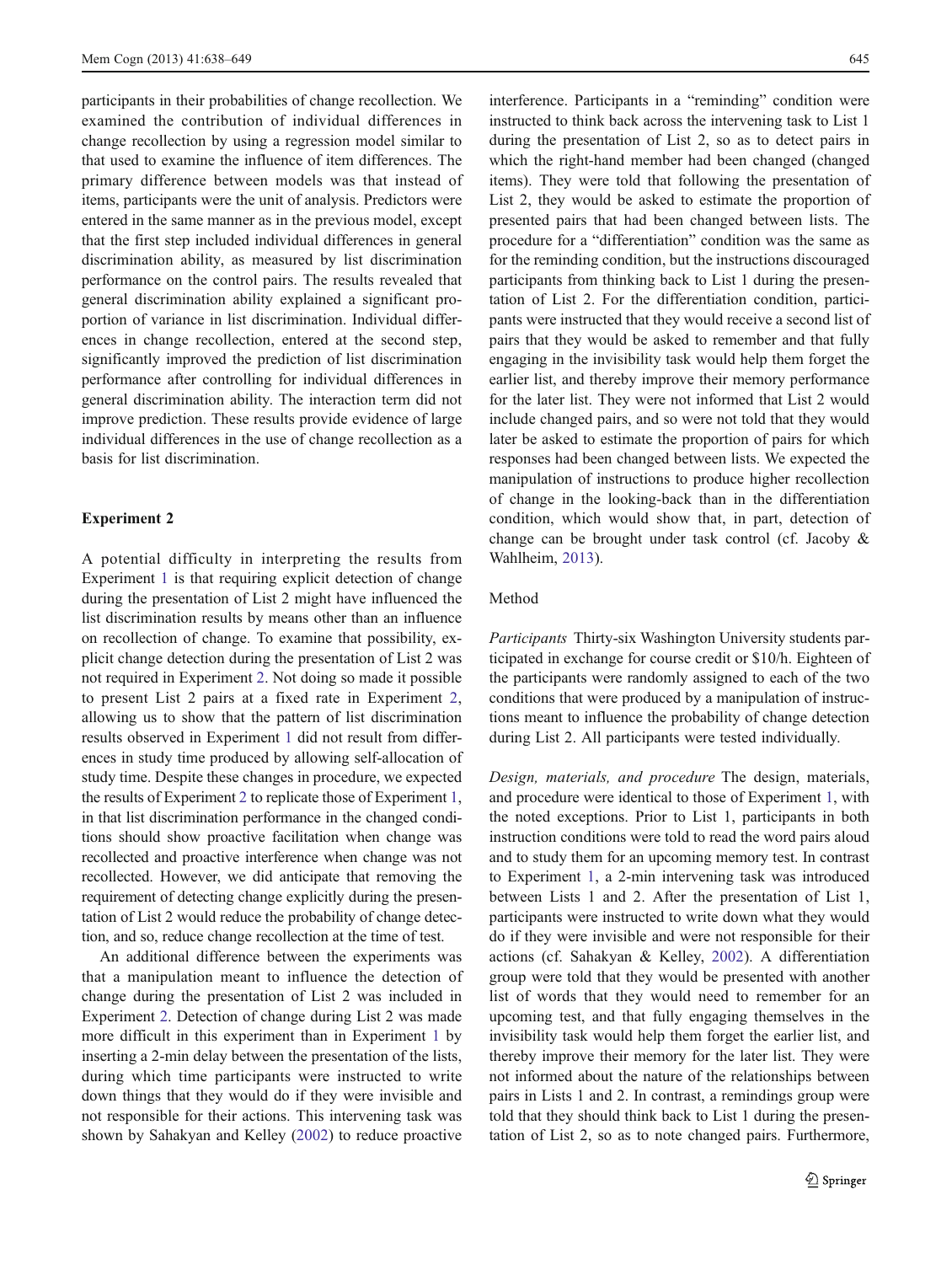participants in their probabilities of change recollection. We examined the contribution of individual differences in change recollection by using a regression model similar to that used to examine the influence of item differences. The primary difference between models was that instead of items, participants were the unit of analysis. Predictors were entered in the same manner as in the previous model, except that the first step included individual differences in general discrimination ability, as measured by list discrimination performance on the control pairs. The results revealed that general discrimination ability explained a significant proportion of variance in list discrimination. Individual differences in change recollection, entered at the second step, significantly improved the prediction of list discrimination performance after controlling for individual differences in general discrimination ability. The interaction term did not improve prediction. These results provide evidence of large individual differences in the use of change recollection as a basis for list discrimination.

## Experiment 2

A potential difficulty in interpreting the results from Experiment 1 is that requiring explicit detection of change during the presentation of List 2 might have influenced the list discrimination results by means other than an influence on recollection of change. To examine that possibility, explicit change detection during the presentation of List 2 was not required in Experiment 2. Not doing so made it possible to present List 2 pairs at a fixed rate in Experiment 2, allowing us to show that the pattern of list discrimination results observed in Experiment 1 did not result from differences in study time produced by allowing self-allocation of study time. Despite these changes in procedure, we expected the results of Experiment 2 to replicate those of Experiment 1, in that list discrimination performance in the changed conditions should show proactive facilitation when change was recollected and proactive interference when change was not recollected. However, we did anticipate that removing the requirement of detecting change explicitly during the presentation of List 2 would reduce the probability of change detection, and so, reduce change recollection at the time of test.

An additional difference between the experiments was that a manipulation meant to influence the detection of change during the presentation of List 2 was included in Experiment 2. Detection of change during List 2 was made more difficult in this experiment than in Experiment 1 by inserting a 2-min delay between the presentation of the lists, during which time participants were instructed to write down things that they would do if they were invisible and not responsible for their actions. This intervening task was shown by Sahakyan and Kelley (2002) to reduce proactive interference. Participants in a "reminding" condition were instructed to think back across the intervening task to List 1 during the presentation of List 2, so as to detect pairs in which the right-hand member had been changed (changed items). They were told that following the presentation of List 2, they would be asked to estimate the proportion of presented pairs that had been changed between lists. The procedure for a "differentiation" condition was the same as for the reminding condition, but the instructions discouraged participants from thinking back to List 1 during the presentation of List 2. For the differentiation condition, participants were instructed that they would receive a second list of pairs that they would be asked to remember and that fully engaging in the invisibility task would help them forget the earlier list, and thereby improve their memory performance for the later list. They were not informed that List 2 would include changed pairs, and so were not told that they would later be asked to estimate the proportion of pairs for which responses had been changed between lists. We expected the manipulation of instructions to produce higher recollection of change in the looking-back than in the differentiation condition, which would show that, in part, detection of change can be brought under task control (cf. Jacoby & Wahlheim, 2013).

### Method

*Participants* Thirty-six Washington University students participated in exchange for course credit or $10/h. Eighteen of the participants were randomly assigned to each of the two conditions that were produced by a manipulation of instructions meant to influence the probability of change detection during List 2. All participants were tested individually.

*Design, materials, and procedure* The design, materials, and procedure were identical to those of Experiment 1, with the noted exceptions. Prior to List 1, participants in both instruction conditions were told to read the word pairs aloud and to study them for an upcoming memory test. In contrast to Experiment 1, a 2-min intervening task was introduced between Lists 1 and 2. After the presentation of List 1, participants were instructed to write down what they would do if they were invisible and were not responsible for their actions (cf. Sahakyan & Kelley, 2002). A differentiation group were told that they would be presented with another list of words that they would need to remember for an upcoming test, and that fully engaging themselves in the invisibility task would help them forget the earlier list, and thereby improve their memory for the later list. They were not informed about the nature of the relationships between pairs in Lists 1 and 2. In contrast, a remindings group were told that they should think back to List 1 during the presentation of List 2, so as to note changed pairs. Furthermore,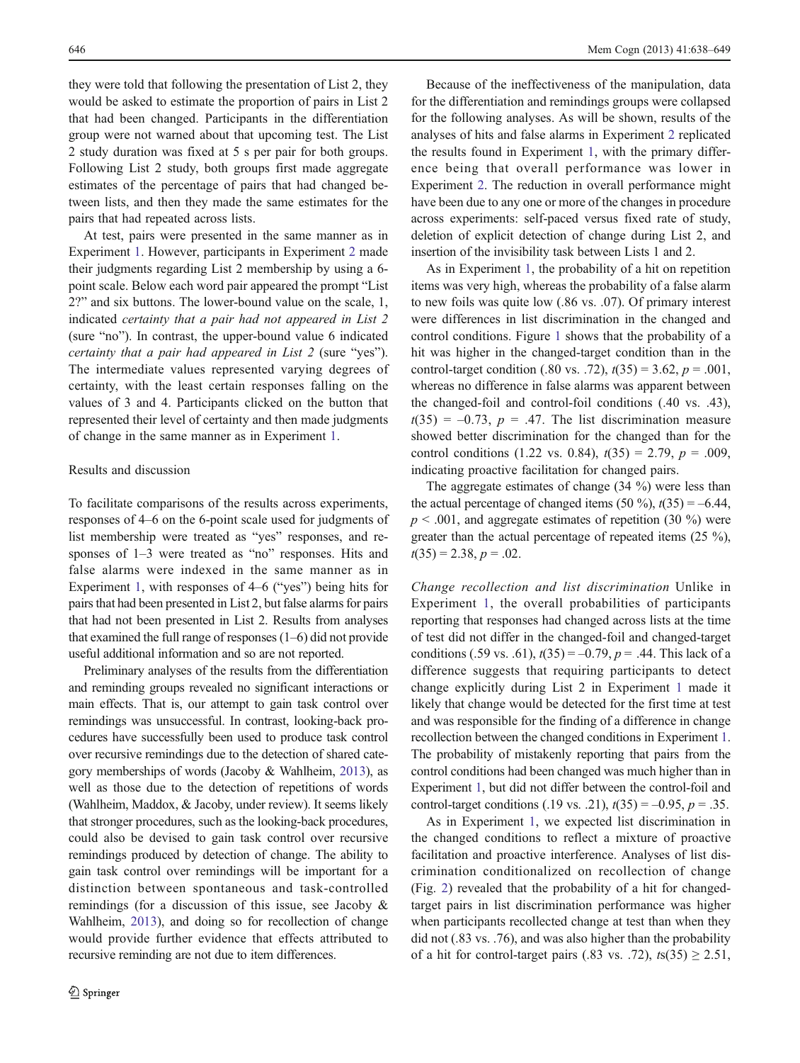they were told that following the presentation of List 2, they would be asked to estimate the proportion of pairs in List 2 that had been changed. Participants in the differentiation group were not warned about that upcoming test. The List 2 study duration was fixed at 5 s per pair for both groups. Following List 2 study, both groups first made aggregate estimates of the percentage of pairs that had changed between lists, and then they made the same estimates for the pairs that had repeated across lists.

At test, pairs were presented in the same manner as in Experiment 1. However, participants in Experiment 2 made their judgments regarding List 2 membership by using a 6-point scale. Below each word pair appeared the prompt "List 2?" and six buttons. The lower-bound value on the scale, 1, indicated *certainty that a pair had not appeared in List 2* (sure "no"). In contrast, the upper-bound value 6 indicated *certainty that a pair had appeared in List 2* (sure "yes"). The intermediate values represented varying degrees of certainty, with the least certain responses falling on the values of 3 and 4. Participants clicked on the button that represented their level of certainty and then made judgments of change in the same manner as in Experiment 1.

## Results and discussion

To facilitate comparisons of the results across experiments, responses of 4–6 on the 6-point scale used for judgments of list membership were treated as "yes" responses, and responses of 1–3 were treated as "no" responses. Hits and false alarms were indexed in the same manner as in Experiment 1, with responses of 4–6 ("yes") being hits for pairs that had been presented in List 2, but false alarms for pairs that had not been presented in List 2. Results from analyses that examined the full range of responses (1–6) did not provide useful additional information and so are not reported.

Preliminary analyses of the results from the differentiation and reminding groups revealed no significant interactions or main effects. That is, our attempt to gain task control over remindings was unsuccessful. In contrast, looking-back procedures have successfully been used to produce task control over recursive remindings due to the detection of shared category memberships of words (Jacoby & Wahlheim, 2013), as well as those due to the detection of repetitions of words (Wahlheim, Maddox, & Jacoby, under review). It seems likely that stronger procedures, such as the looking-back procedures, could also be devised to gain task control over recursive remindings produced by detection of change. The ability to gain task control over remindings will be important for a distinction between spontaneous and task-controlled remindings (for a discussion of this issue, see Jacoby & Wahlheim, 2013), and doing so for recollection of change would provide further evidence that effects attributed to recursive reminding are not due to item differences.

Because of the ineffectiveness of the manipulation, data for the differentiation and remindings groups were collapsed for the following analyses. As will be shown, results of the analyses of hits and false alarms in Experiment 2 replicated the results found in Experiment 1, with the primary difference being that overall performance was lower in Experiment 2. The reduction in overall performance might have been due to any one or more of the changes in procedure across experiments: self-paced versus fixed rate of study, deletion of explicit detection of change during List 2, and insertion of the invisibility task between Lists 1 and 2.

As in Experiment 1, the probability of a hit on repetition items was very high, whereas the probability of a false alarm to new foils was quite low (.86 vs. .07). Of primary interest were differences in list discrimination in the changed and control conditions. Figure 1 shows that the probability of a hit was higher in the changed-target condition than in the control-target condition (.80 vs. .72), $t(35) = 3.62$, $p = .001$, whereas no difference in false alarms was apparent between the changed-foil and control-foil conditions (.40 vs. .43), $t(35) = -0.73$, $p = .47$. The list discrimination measure showed better discrimination for the changed than for the control conditions (1.22 vs. 0.84), $t(35) = 2.79$, $p = .009$, indicating proactive facilitation for changed pairs.

The aggregate estimates of change (34 %) were less than the actual percentage of changed items (50 %), $t(35) = -6.44$, $p < .001$, and aggregate estimates of repetition (30 %) were greater than the actual percentage of repeated items (25 %), $t(35) = 2.38$, $p = .02$.

*Change recollection and list discrimination* Unlike in Experiment 1, the overall probabilities of participants reporting that responses had changed across lists at the time of test did not differ in the changed-foil and changed-target conditions (.59 vs. .61), $t(35) = -0.79$, $p = .44$. This lack of a difference suggests that requiring participants to detect change explicitly during List 2 in Experiment 1 made it likely that change would be detected for the first time at test and was responsible for the finding of a difference in change recollection between the changed conditions in Experiment 1. The probability of mistakenly reporting that pairs from the control conditions had been changed was much higher than in Experiment 1, but did not differ between the control-foil and control-target conditions (.19 vs. .21), $t(35) = -0.95$, $p = .35$.

As in Experiment 1, we expected list discrimination in the changed conditions to reflect a mixture of proactive facilitation and proactive interference. Analyses of list discrimination conditionalized on recollection of change (Fig. 2) revealed that the probability of a hit for changed-target pairs in list discrimination performance was higher when participants recollected change at test than when they did not (.83 vs. .76), and was also higher than the probability of a hit for control-target pairs (.83 vs. .72), $ts(35) \geq 2.51$,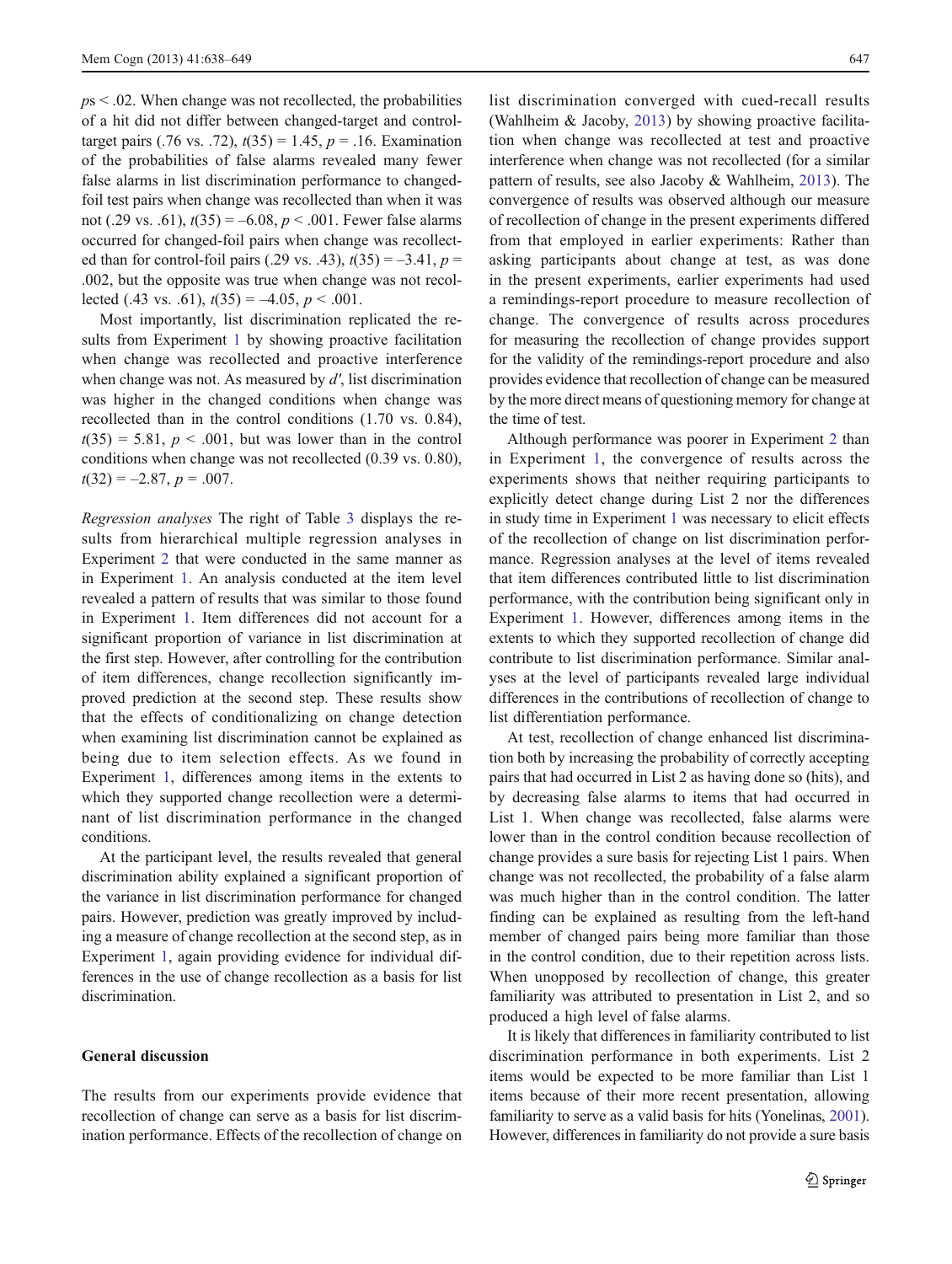$p$s < .02. When change was not recollected, the probabilities of a hit did not differ between changed-target and control-target pairs (.76 vs. .72), $t(35) = 1.45$, $p = .16$. Examination of the probabilities of false alarms revealed many fewer false alarms in list discrimination performance to changed-foil test pairs when change was recollected than when it was not (.29 vs. .61), $t(35) = –6.08$, $p < .001$. Fewer false alarms occurred for changed-foil pairs when change was recollected than for control-foil pairs (.29 vs. .43), $t(35) = –3.41$, $p = .002$, but the opposite was true when change was not recollected (.43 vs. .61), $t(35) = –4.05$, $p < .001$.

Most importantly, list discrimination replicated the results from Experiment 1 by showing proactive facilitation when change was recollected and proactive interference when change was not. As measured by $d'$, list discrimination was higher in the changed conditions when change was recollected than in the control conditions (1.70 vs. 0.84), $t(35) = 5.81$, $p < .001$, but was lower than in the control conditions when change was not recollected (0.39 vs. 0.80), $t(32) = –2.87$, $p = .007$.

*Regression analyses* The right of Table 3 displays the results from hierarchical multiple regression analyses in Experiment 2 that were conducted in the same manner as in Experiment 1. An analysis conducted at the item level revealed a pattern of results that was similar to those found in Experiment 1. Item differences did not account for a significant proportion of variance in list discrimination at the first step. However, after controlling for the contribution of item differences, change recollection significantly improved prediction at the second step. These results show that the effects of conditionalizing on change detection when examining list discrimination cannot be explained as being due to item selection effects. As we found in Experiment 1, differences among items in the extents to which they supported change recollection were a determinant of list discrimination performance in the changed conditions.

At the participant level, the results revealed that general discrimination ability explained a significant proportion of the variance in list discrimination performance for changed pairs. However, prediction was greatly improved by including a measure of change recollection at the second step, as in Experiment 1, again providing evidence for individual differences in the use of change recollection as a basis for list discrimination.

## General discussion

The results from our experiments provide evidence that recollection of change can serve as a basis for list discrimination performance. Effects of the recollection of change on list discrimination converged with cued-recall results (Wahlheim & Jacoby, 2013) by showing proactive facilitation when change was recollected at test and proactive interference when change was not recollected (for a similar pattern of results, see also Jacoby & Wahlheim, 2013). The convergence of results was observed although our measure of recollection of change in the present experiments differed from that employed in earlier experiments: Rather than asking participants about change at test, as was done in the present experiments, earlier experiments had used a remindings-report procedure to measure recollection of change. The convergence of results across procedures for measuring the recollection of change provides support for the validity of the remindings-report procedure and also provides evidence that recollection of change can be measured by the more direct means of questioning memory for change at the time of test.

Although performance was poorer in Experiment 2 than in Experiment 1, the convergence of results across the experiments shows that neither requiring participants to explicitly detect change during List 2 nor the differences in study time in Experiment 1 was necessary to elicit effects of the recollection of change on list discrimination performance. Regression analyses at the level of items revealed that item differences contributed little to list discrimination performance, with the contribution being significant only in Experiment 1. However, differences among items in the extents to which they supported recollection of change did contribute to list discrimination performance. Similar analyses at the level of participants revealed large individual differences in the contributions of recollection of change to list differentiation performance.

At test, recollection of change enhanced list discrimination both by increasing the probability of correctly accepting pairs that had occurred in List 2 as having done so (hits), and by decreasing false alarms to items that had occurred in List 1. When change was recollected, false alarms were lower than in the control condition because recollection of change provides a sure basis for rejecting List 1 pairs. When change was not recollected, the probability of a false alarm was much higher than in the control condition. The latter finding can be explained as resulting from the left-hand member of changed pairs being more familiar than those in the control condition, due to their repetition across lists. When unopposed by recollection of change, this greater familiarity was attributed to presentation in List 2, and so produced a high level of false alarms.

It is likely that differences in familiarity contributed to list discrimination performance in both experiments. List 2 items would be expected to be more familiar than List 1 items because of their more recent presentation, allowing familiarity to serve as a valid basis for hits (Yonelinas, 2001). However, differences in familiarity do not provide a sure basis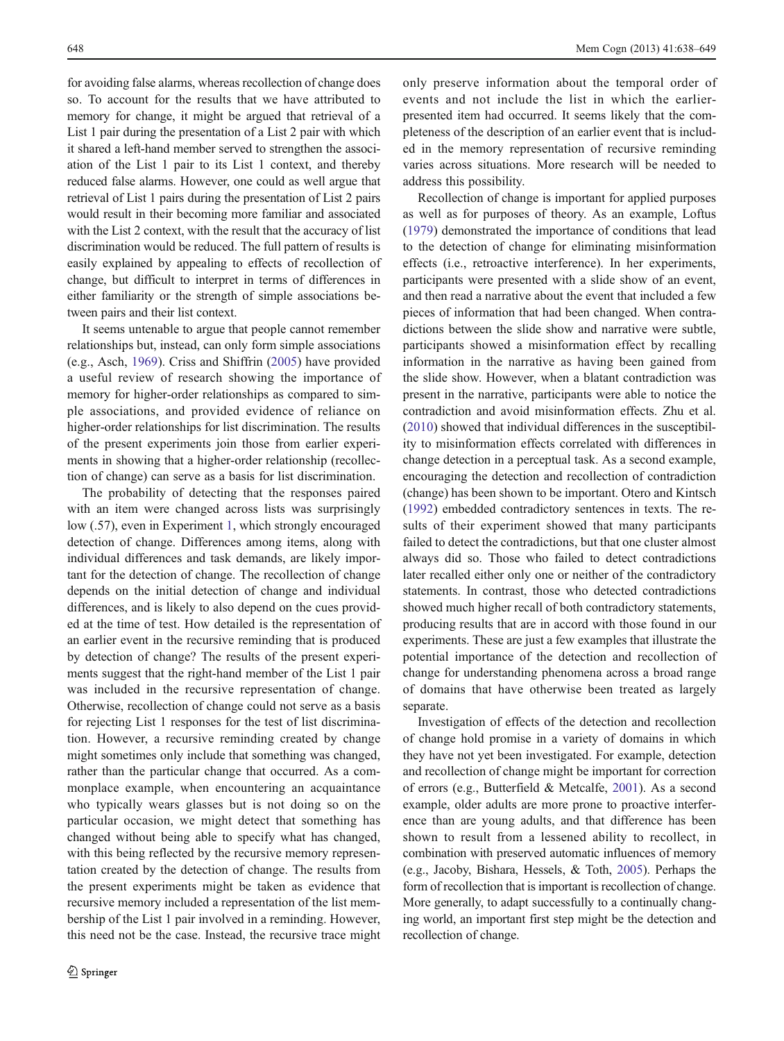for avoiding false alarms, whereas recollection of change does so. To account for the results that we have attributed to memory for change, it might be argued that retrieval of a List 1 pair during the presentation of a List 2 pair with which it shared a left-hand member served to strengthen the association of the List 1 pair to its List 1 context, and thereby reduced false alarms. However, one could as well argue that retrieval of List 1 pairs during the presentation of List 2 pairs would result in their becoming more familiar and associated with the List 2 context, with the result that the accuracy of list discrimination would be reduced. The full pattern of results is easily explained by appealing to effects of recollection of change, but difficult to interpret in terms of differences in either familiarity or the strength of simple associations between pairs and their list context.

It seems untenable to argue that people cannot remember relationships but, instead, can only form simple associations (e.g., Asch, 1969). Criss and Shiffrin (2005) have provided a useful review of research showing the importance of memory for higher-order relationships as compared to simple associations, and provided evidence of reliance on higher-order relationships for list discrimination. The results of the present experiments join those from earlier experiments in showing that a higher-order relationship (recollection of change) can serve as a basis for list discrimination.

The probability of detecting that the responses paired with an item were changed across lists was surprisingly low (.57), even in Experiment 1, which strongly encouraged detection of change. Differences among items, along with individual differences and task demands, are likely important for the detection of change. The recollection of change depends on the initial detection of change and individual differences, and is likely to also depend on the cues provided at the time of test. How detailed is the representation of an earlier event in the recursive reminding that is produced by detection of change? The results of the present experiments suggest that the right-hand member of the List 1 pair was included in the recursive representation of change. Otherwise, recollection of change could not serve as a basis for rejecting List 1 responses for the test of list discrimination. However, a recursive reminding created by change might sometimes only include that something was changed, rather than the particular change that occurred. As a commonplace example, when encountering an acquaintance who typically wears glasses but is not doing so on the particular occasion, we might detect that something has changed without being able to specify what has changed, with this being reflected by the recursive memory representation created by the detection of change. The results from the present experiments might be taken as evidence that recursive memory included a representation of the list membership of the List 1 pair involved in a reminding. However, this need not be the case. Instead, the recursive trace might only preserve information about the temporal order of events and not include the list in which the earlier-presented item had occurred. It seems likely that the completeness of the description of an earlier event that is included in the memory representation of recursive reminding varies across situations. More research will be needed to address this possibility.

Recollection of change is important for applied purposes as well as for purposes of theory. As an example, Loftus (1979) demonstrated the importance of conditions that lead to the detection of change for eliminating misinformation effects (i.e., retroactive interference). In her experiments, participants were presented with a slide show of an event, and then read a narrative about the event that included a few pieces of information that had been changed. When contradictions between the slide show and narrative were subtle, participants showed a misinformation effect by recalling information in the narrative as having been gained from the slide show. However, when a blatant contradiction was present in the narrative, participants were able to notice the contradiction and avoid misinformation effects. Zhu et al. (2010) showed that individual differences in the susceptibility to misinformation effects correlated with differences in change detection in a perceptual task. As a second example, encouraging the detection and recollection of contradiction (change) has been shown to be important. Otero and Kintsch (1992) embedded contradictory sentences in texts. The results of their experiment showed that many participants failed to detect the contradictions, but that one cluster almost always did so. Those who failed to detect contradictions later recalled either only one or neither of the contradictory statements. In contrast, those who detected contradictions showed much higher recall of both contradictory statements, producing results that are in accord with those found in our experiments. These are just a few examples that illustrate the potential importance of the detection and recollection of change for understanding phenomena across a broad range of domains that have otherwise been treated as largely separate.

Investigation of effects of the detection and recollection of change hold promise in a variety of domains in which they have not yet been investigated. For example, detection and recollection of change might be important for correction of errors (e.g., Butterfield & Metcalfe, 2001). As a second example, older adults are more prone to proactive interference than are young adults, and that difference has been shown to result from a lessened ability to recollect, in combination with preserved automatic influences of memory (e.g., Jacoby, Bishara, Hessels, & Toth, 2005). Perhaps the form of recollection that is important is recollection of change. More generally, to adapt successfully to a continually changing world, an important first step might be the detection and recollection of change.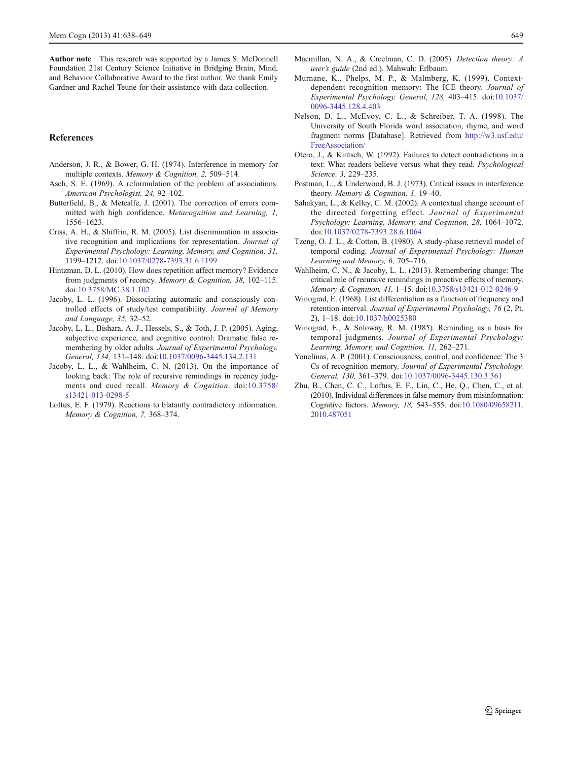**Author note** This research was supported by a James S. McDonnell Foundation 21st Century Science Initiative in Bridging Brain, Mind, and Behavior Collaborative Award to the first author. We thank Emily Gardner and Rachel Teune for their assistance with data collection.

## References

Anderson, J. R., & Bower, G. H. (1974). Interference in memory for multiple contexts. *Memory & Cognition, 2,* 509–514.

Asch, S. E. (1969). A reformulation of the problem of associations. *American Psychologist, 24,* 92–102.

Butterfield, B., & Metcalfe, J. (2001). The correction of errors committed with high confidence. *Metacognition and Learning, 1,* 1556–1623.

Criss, A. H., & Shiffrin, R. M. (2005). List discrimination in associative recognition and implications for representation. *Journal of Experimental Psychology: Learning, Memory, and Cognition, 31,* 1199–1212. doi:10.1037/0278-7393.31.6.1199

Hintzman, D. L. (2010). How does repetition affect memory? Evidence from judgments of recency. *Memory & Cognition, 38,* 102–115. doi:10.3758/MC.38.1.102

Jacoby, L. L. (1996). Dissociating automatic and consciously controlled effects of study/test compatibility. *Journal of Memory and Language, 35,* 32–52.

Jacoby, L. L., Bishara, A. J., Hessels, S., & Toth, J. P. (2005). Aging, subjective experience, and cognitive control: Dramatic false remembering by older adults. *Journal of Experimental Psychology. General, 134,* 131–148. doi:10.1037/0096-3445.134.2.131

Jacoby, L. L., & Wahlheim, C. N. (2013). On the importance of looking back: The role of recursive remindings in recency judgments and cued recall. *Memory & Cognition*. doi:10.3758/s13421-013-0298-5

Loftus, E. F. (1979). Reactions to blatantly contradictory information. *Memory & Cognition, 7,* 368–374.

Macmillan, N. A., & Creelman, C. D. (2005). *Detection theory: A user's guide* (2nd ed.). Mahwah: Erlbaum.

Murnane, K., Phelps, M. P., & Malmberg, K. (1999). Context-dependent recognition memory: The ICE theory. *Journal of Experimental Psychology. General, 128,* 403–415. doi:10.1037/0096-3445.128.4.403

Nelson, D. L., McEvoy, C. L., & Schreiber, T. A. (1998). The University of South Florida word association, rhyme, and word fragment norms [Database]. Retrieved from http://w3.usf.edu/FreeAssociation/

Otero, J., & Kintsch, W. (1992). Failures to detect contradictions in a text: What readers believe versus what they read. *Psychological Science, 3,* 229–235.

Postman, L., & Underwood, B. J. (1973). Critical issues in interference theory. *Memory & Cognition, 1,* 19–40.

Sahakyan, L., & Kelley, C. M. (2002). A contextual change account of the directed forgetting effect. *Journal of Experimental Psychology: Learning, Memory, and Cognition, 28,* 1064–1072. doi:10.1037/0278-7393.28.6.1064

Tzeng, O. J. L., & Cotton, B. (1980). A study-phase retrieval model of temporal coding. *Journal of Experimental Psychology: Human Learning and Memory, 6,* 705–716.

Wahlheim, C. N., & Jacoby, L. L. (2013). Remembering change: The critical role of recursive remindings in proactive effects of memory. *Memory & Cognition, 41,* 1–15. doi:10.3758/s13421-012-0246-9

Winograd, E. (1968). List differentiation as a function of frequency and retention interval. *Journal of Experimental Psychology, 76* (2, Pt. 2), 1–18. doi:10.1037/h0025380

Winograd, E., & Soloway, R. M. (1985). Reminding as a basis for temporal judgments. *Journal of Experimental Psychology: Learning, Memory, and Cognition, 11,* 262–271.

Yonelinas, A. P. (2001). Consciousness, control, and confidence: The 3 Cs of recognition memory. *Journal of Experimental Psychology. General, 130,* 361–379. doi:10.1037/0096-3445.130.3.361

Zhu, B., Chen, C. C., Loftus, E. F., Lin, C., He, Q., Chen, C., et al. (2010). Individual differences in false memory from misinformation: Cognitive factors. *Memory, 18,* 543–555. doi:10.1080/09658211.2010.487051